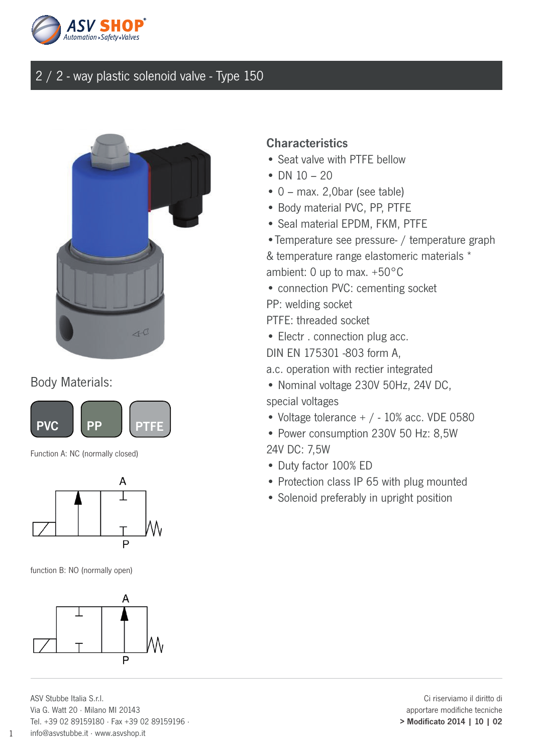# 2 / 2 - way plastic solenoid valve - Type 150

Body Materials:

PVC PP PTFE

Function A: NC (normally closed)

function B: NO (normally open)

## Characteristics

- Seat valve with PTFE bellow
- DN 10 – 20
- 0 – max. 2,0bar (see table)
- Body material PVC, PP, PTFE
- Seal material EPDM, FKM, PTFE
- Temperature see pressure- / temperature graph & temperature range elastomeric materials * ambient: 0 up to max. +50°C
- connection PVC: cementing socket PP: welding socket PTFE: threaded socket
- Electr . connection plug acc. DIN EN 175301 -803 form A, a.c. operation with rectier integrated
- Nominal voltage 230V 50Hz, 24V DC, special voltages
- Voltage tolerance + / - 10% acc. VDE 0580
- Power consumption 230V 50 Hz: 8,5W 24V DC: 7,5W
- Duty factor 100% ED
- Protection class IP 65 with plug mounted
- Solenoid preferably in upright position

ASV Stubbe Italia S.r.l.
Via G. Watt 20 · Milano MI 20143
Tel. +39 02 89159180 · Fax +39 02 89159196 ·
info@asvstubbe.it · www.asvshop.it

Ci riserviamo il diritto di apportare modifiche tecniche
**> Modificato 2014 | 10 | 02**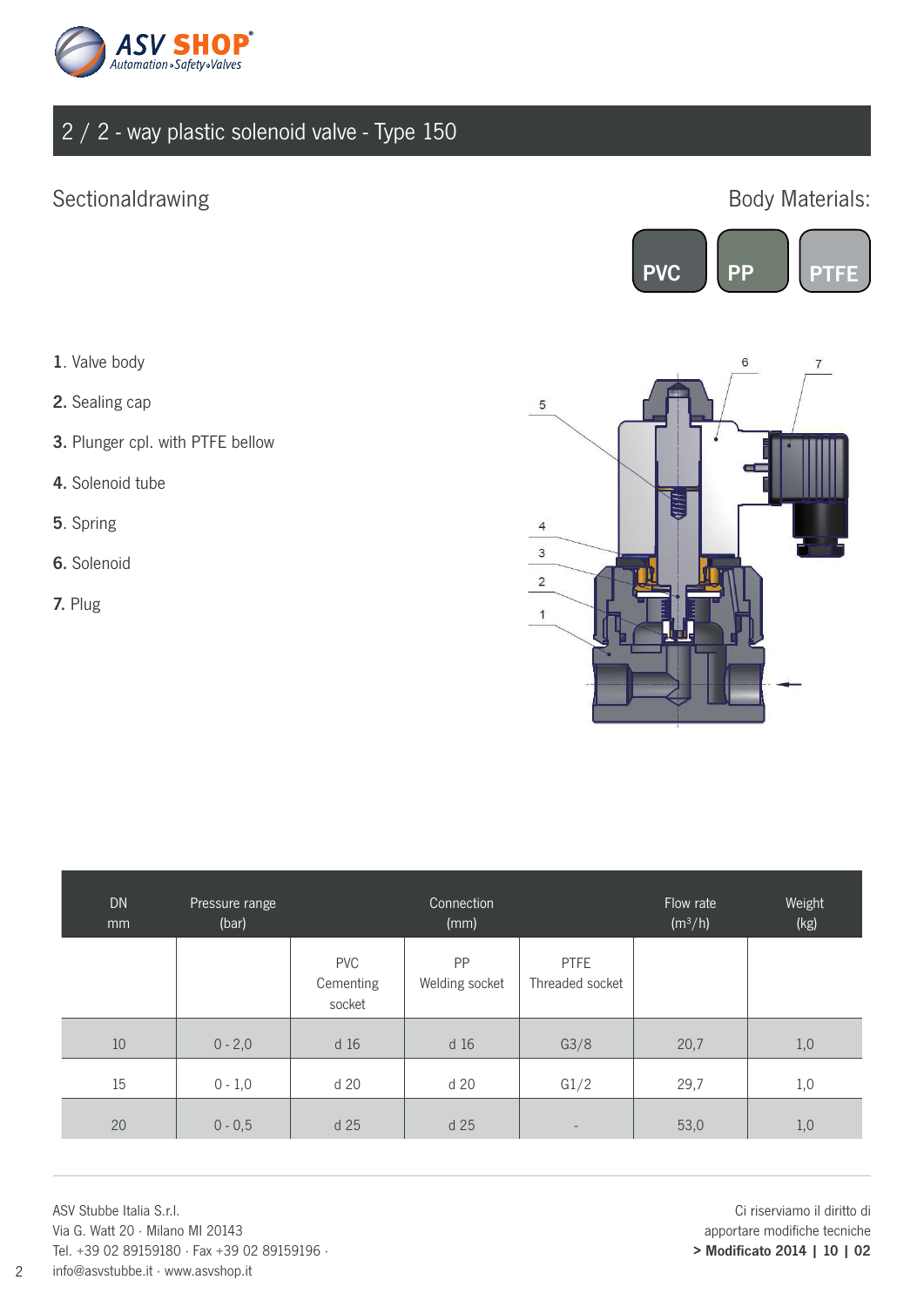## 2 / 2 - way plastic solenoid valve - Type 150

### Sectionaldrawing

### Body Materials:

PVC | PP | PTFE

**1**. Valve body

**2.** Sealing cap

**3.** Plunger cpl. with PTFE bellow

**4.** Solenoid tube

**5**. Spring

**6.** Solenoid

**7.** Plug

| DN mm | Pressure range (bar) | Connection (mm) | | | Flow rate (m³/h) | Weight (kg) |
|---|---|---|---|---|---|---|
| | | PVC Cementing socket | PP Welding socket | PTFE Threaded socket | | |
| 10 | 0 - 2,0 | d 16 | d 16 | G3/8 | 20,7 | 1,0 |
| 15 | 0 - 1,0 | d 20 | d 20 | G1/2 | 29,7 | 1,0 |
| 20 | 0 - 0,5 | d 25 | d 25 | - | 53,0 | 1,0 |

ASV Stubbe Italia S.r.l.
Via G. Watt 20 · Milano MI 20143
Tel. +39 02 89159180 · Fax +39 02 89159196 ·
info@asvstubbe.it · www.asvshop.it

Ci riserviamo il diritto di
apportare modifiche tecniche
**> Modificato 2014 | 10 | 02**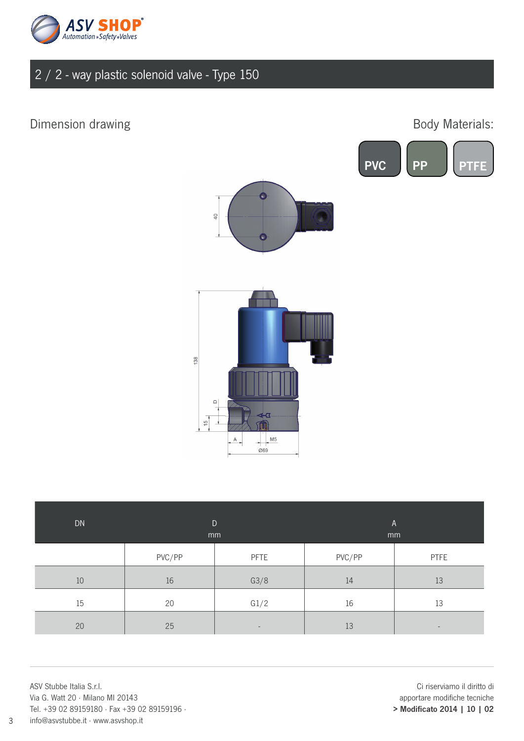## 2 / 2 - way plastic solenoid valve - Type 150

### Dimension drawing

Body Materials:

PVC PP PTFE

| DN | D mm | | A mm | |
|---|---|---|---|---|
| | PVC/PP | PFTE | PVC/PP | PTFE |
| 10 | 16 | G3/8 | 14 | 13 |
| 15 | 20 | G1/2 | 16 | 13 |
| 20 | 25 | - | 13 | - |

ASV Stubbe Italia S.r.l.
Via G. Watt 20 · Milano MI 20143
Tel. +39 02 89159180 · Fax +39 02 89159196 ·
info@asvstubbe.it · www.asvshop.it

Ci riserviamo il diritto di apportare modifiche tecniche
**> Modificato 2014 | 10 | 02**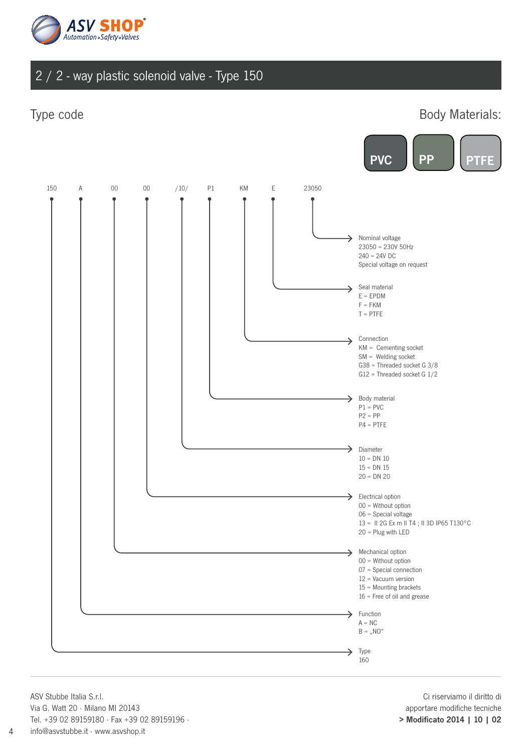# 2 / 2 - way plastic solenoid valve - Type 150

## Type code

**Body Materials:**

PVC | PP | PTFE

150 A 00 00 /10/ P1 KM E 23050

**Nominal voltage**
23050 = 230V 50Hz
240 = 24V DC
Special voltage on request

**Seal material**
E = EPDM
F = FKM
T = PTFE

**Connection**
KM = Cementing socket
SM = Welding socket
G38 = Threaded socket G 3/8
G12 = Threaded socket G 1/2

**Body material**
P1 = PVC
P2 = PP
P4 = PTFE

**Diameter**
10 = DN 10
15 = DN 15
20 = DN 20

**Electrical option**
00 = Without option
06 = Special voltage
13 = II 2G Ex m II T4 ; II 3D IP65 T130°C
20 = Plug with LED

**Mechanical option**
00 = Without option
07 = Special connection
12 = Vacuum version
15 = Mounting brackets
16 = Free of oil and grease

**Function**
A = NC
B = „NO"

**Type**
160

ASV Stubbe Italia S.r.l.
Via G. Watt 20 · Milano MI 20143
Tel. +39 02 89159180 · Fax +39 02 89159196 ·
info@asvstubbe.it · www.asvshop.it

Ci riserviamo il diritto di
apportare modifiche tecniche
**> Modificato 2014 | 10 | 02**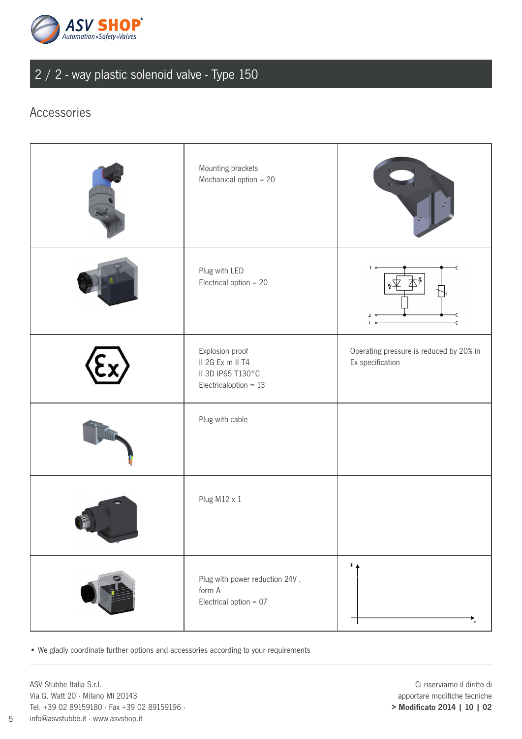## 2 / 2 - way plastic solenoid valve - Type 150

### Accessories

| | | |
|---|---|---|
| | Mounting brackets<br>Mechanical option = 20 | |
| | Plug with LED<br>Electrical option = 20 | 1<br>2<br>⊥ |
| | Explosion proof<br>II 2G Ex m II T4<br>II 3D IP65 T130°C<br>Electricaloption = 13 | Operating pressure is reduced by 20% in Ex specification |
| | Plug with cable | |
| | Plug M12 x 1 | |
| | Plug with power reduction 24V ,<br>form A<br>Electrical option = 07 | P<br>t |

- We gladly coordinate further options and accessories according to your requirements

ASV Stubbe Italia S.r.l.
Via G. Watt 20 · Milano MI 20143
Tel. +39 02 89159180 · Fax +39 02 89159196 ·
info@asvstubbe.it · www.asvshop.it

Ci riserviamo il diritto di
apportare modifiche tecniche
**> Modificato 2014 | 10 | 02**